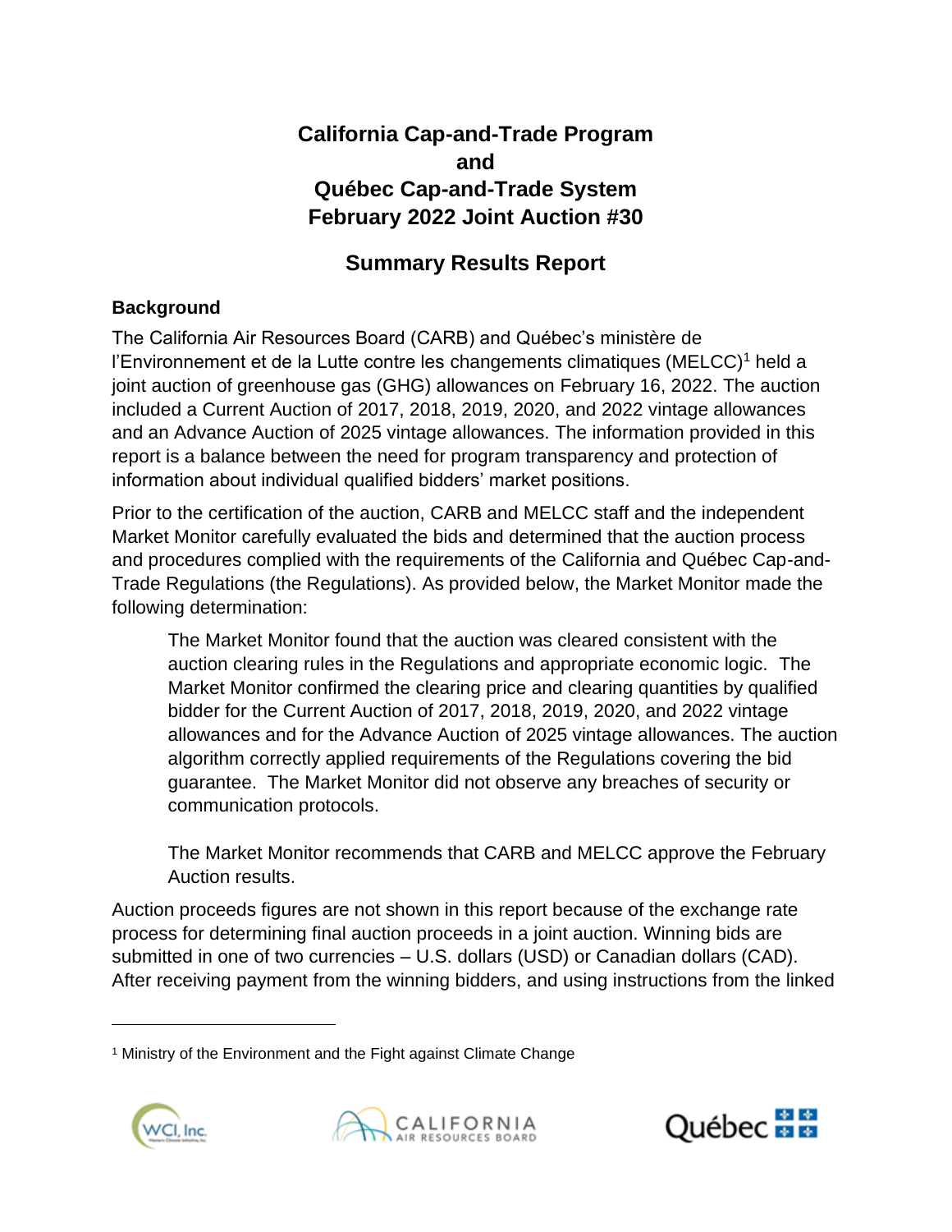# California Cap-and-Trade Program and Québec Cap-and-Trade System February 2022 Joint Auction #30

## Summary Results Report

### Background

The California Air Resources Board (CARB) and Québec's ministère de l'Environnement et de la Lutte contre les changements climatiques (MELCC)[1] held a joint auction of greenhouse gas (GHG) allowances on February 16, 2022. The auction included a Current Auction of 2017, 2018, 2019, 2020, and 2022 vintage allowances and an Advance Auction of 2025 vintage allowances. The information provided in this report is a balance between the need for program transparency and protection of information about individual qualified bidders' market positions.

Prior to the certification of the auction, CARB and MELCC staff and the independent Market Monitor carefully evaluated the bids and determined that the auction process and procedures complied with the requirements of the California and Québec Cap-and-Trade Regulations (the Regulations). As provided below, the Market Monitor made the following determination:

> The Market Monitor found that the auction was cleared consistent with the auction clearing rules in the Regulations and appropriate economic logic. The Market Monitor confirmed the clearing price and clearing quantities by qualified bidder for the Current Auction of 2017, 2018, 2019, 2020, and 2022 vintage allowances and for the Advance Auction of 2025 vintage allowances. The auction algorithm correctly applied requirements of the Regulations covering the bid guarantee. The Market Monitor did not observe any breaches of security or communication protocols.
>
> The Market Monitor recommends that CARB and MELCC approve the February Auction results.

Auction proceeds figures are not shown in this report because of the exchange rate process for determining final auction proceeds in a joint auction. Winning bids are submitted in one of two currencies – U.S. dollars (USD) or Canadian dollars (CAD). After receiving payment from the winning bidders, and using instructions from the linked

[1] Ministry of the Environment and the Fight against Climate Change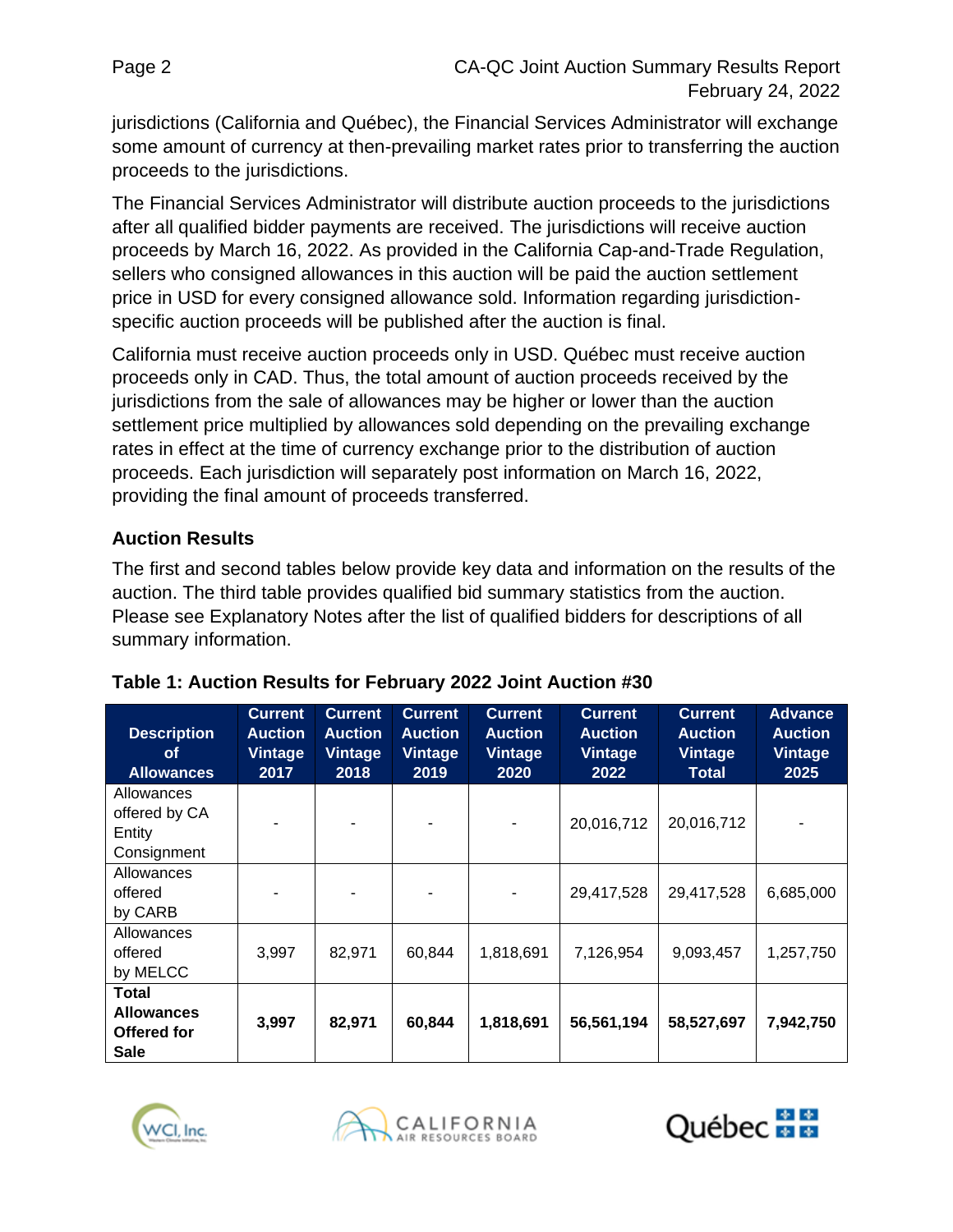jurisdictions (California and Québec), the Financial Services Administrator will exchange some amount of currency at then-prevailing market rates prior to transferring the auction proceeds to the jurisdictions.

The Financial Services Administrator will distribute auction proceeds to the jurisdictions after all qualified bidder payments are received. The jurisdictions will receive auction proceeds by March 16, 2022. As provided in the California Cap-and-Trade Regulation, sellers who consigned allowances in this auction will be paid the auction settlement price in USD for every consigned allowance sold. Information regarding jurisdiction-specific auction proceeds will be published after the auction is final.

California must receive auction proceeds only in USD. Québec must receive auction proceeds only in CAD. Thus, the total amount of auction proceeds received by the jurisdictions from the sale of allowances may be higher or lower than the auction settlement price multiplied by allowances sold depending on the prevailing exchange rates in effect at the time of currency exchange prior to the distribution of auction proceeds. Each jurisdiction will separately post information on March 16, 2022, providing the final amount of proceeds transferred.

## Auction Results

The first and second tables below provide key data and information on the results of the auction. The third table provides qualified bid summary statistics from the auction. Please see Explanatory Notes after the list of qualified bidders for descriptions of all summary information.

**Table 1: Auction Results for February 2022 Joint Auction #30**

| Description of Allowances | Current Auction Vintage 2017 | Current Auction Vintage 2018 | Current Auction Vintage 2019 | Current Auction Vintage 2020 | Current Auction Vintage 2022 | Current Auction Vintage Total | Advance Auction Vintage 2025 |
|---|---|---|---|---|---|---|---|
| Allowances offered by CA Entity Consignment | - | - | - | - | 20,016,712 | 20,016,712 | - |
| Allowances offered by CARB | - | - | - | - | 29,417,528 | 29,417,528 | 6,685,000 |
| Allowances offered by MELCC | 3,997 | 82,971 | 60,844 | 1,818,691 | 7,126,954 | 9,093,457 | 1,257,750 |
| **Total Allowances Offered for Sale** | **3,997** | **82,971** | **60,844** | **1,818,691** | **56,561,194** | **58,527,697** | **7,942,750** |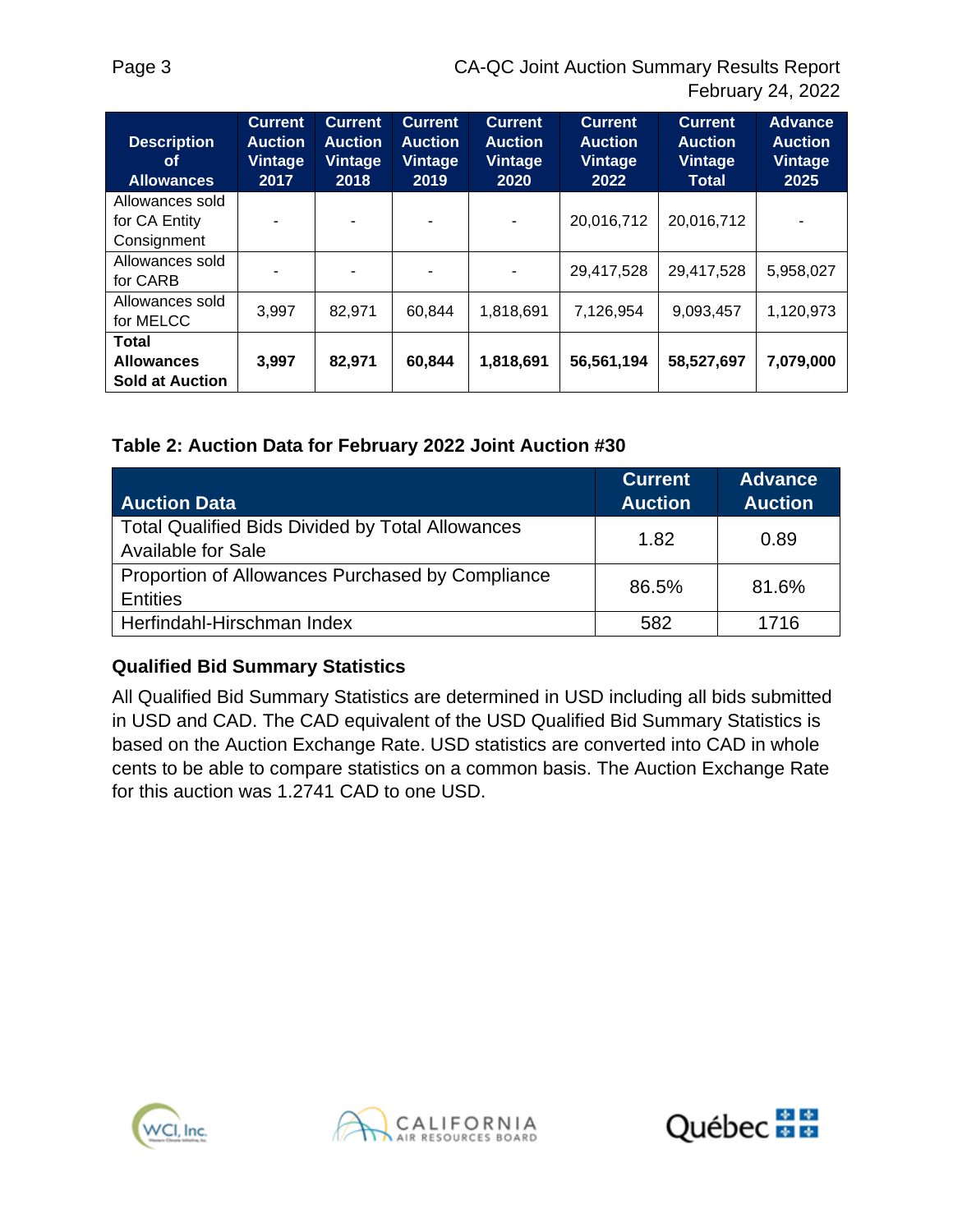| Description of Allowances | Current Auction Vintage 2017 | Current Auction Vintage 2018 | Current Auction Vintage 2019 | Current Auction Vintage 2020 | Current Auction Vintage 2022 | Current Auction Vintage Total | Advance Auction Vintage 2025 |
|---|---|---|---|---|---|---|---|
| Allowances sold for CA Entity Consignment | - | - | - | - | 20,016,712 | 20,016,712 | - |
| Allowances sold for CARB | - | - | - | - | 29,417,528 | 29,417,528 | 5,958,027 |
| Allowances sold for MELCC | 3,997 | 82,971 | 60,844 | 1,818,691 | 7,126,954 | 9,093,457 | 1,120,973 |
| **Total Allowances Sold at Auction** | **3,997** | **82,971** | **60,844** | **1,818,691** | **56,561,194** | **58,527,697** | **7,079,000** |

### Table 2: Auction Data for February 2022 Joint Auction #30

| Auction Data | Current Auction | Advance Auction |
|---|---|---|
| Total Qualified Bids Divided by Total Allowances Available for Sale | 1.82 | 0.89 |
| Proportion of Allowances Purchased by Compliance Entities | 86.5% | 81.6% |
| Herfindahl-Hirschman Index | 582 | 1716 |

### Qualified Bid Summary Statistics

All Qualified Bid Summary Statistics are determined in USD including all bids submitted in USD and CAD. The CAD equivalent of the USD Qualified Bid Summary Statistics is based on the Auction Exchange Rate. USD statistics are converted into CAD in whole cents to be able to compare statistics on a common basis. The Auction Exchange Rate for this auction was 1.2741 CAD to one USD.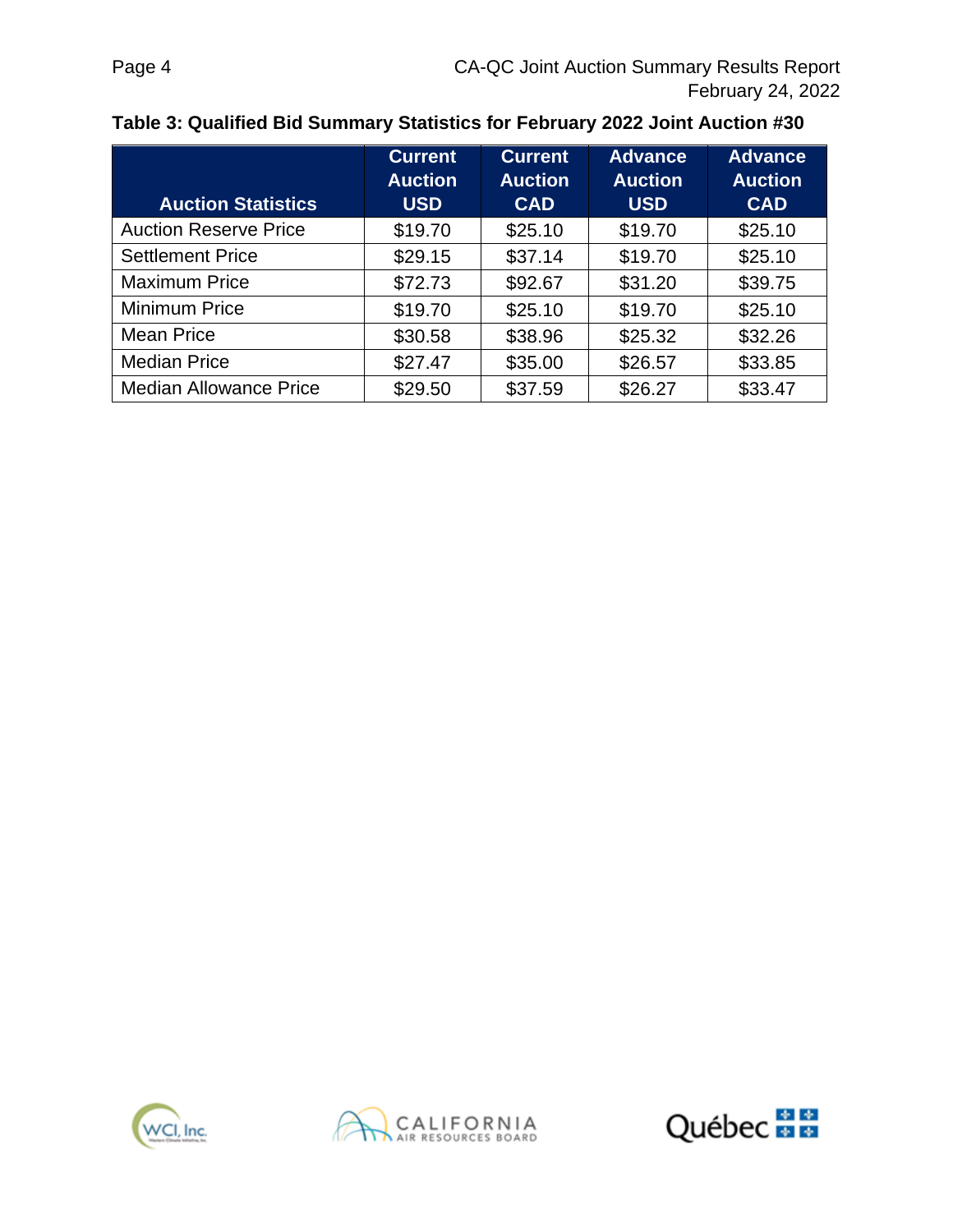**Table 3: Qualified Bid Summary Statistics for February 2022 Joint Auction #30**

| Auction Statistics | Current Auction USD | Current Auction CAD | Advance Auction USD | Advance Auction CAD |
|---|---|---|---|---|
| Auction Reserve Price | $19.70 | $25.10 | $19.70 | $25.10 |
| Settlement Price | $29.15 | $37.14 | $19.70 | $25.10 |
| Maximum Price | $72.73 | $92.67 | $31.20 | $39.75 |
| Minimum Price | $19.70 | $25.10 | $19.70 | $25.10 |
| Mean Price | $30.58 | $38.96 | $25.32 | $32.26 |
| Median Price | $27.47 | $35.00 | $26.57 | $33.85 |
| Median Allowance Price | $29.50 | $37.59 | $26.27 | $33.47 |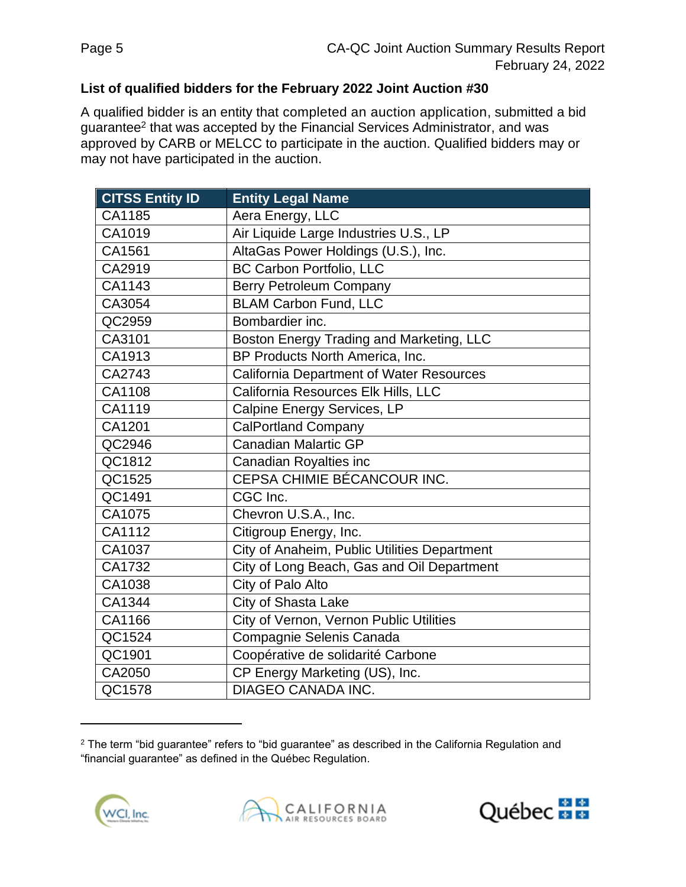**List of qualified bidders for the February 2022 Joint Auction #30**

A qualified bidder is an entity that completed an auction application, submitted a bid guarantee[2] that was accepted by the Financial Services Administrator, and was approved by CARB or MELCC to participate in the auction. Qualified bidders may or may not have participated in the auction.

| CITSS Entity ID | Entity Legal Name |
|---|---|
| CA1185 | Aera Energy, LLC |
| CA1019 | Air Liquide Large Industries U.S., LP |
| CA1561 | AltaGas Power Holdings (U.S.), Inc. |
| CA2919 | BC Carbon Portfolio, LLC |
| CA1143 | Berry Petroleum Company |
| CA3054 | BLAM Carbon Fund, LLC |
| QC2959 | Bombardier inc. |
| CA3101 | Boston Energy Trading and Marketing, LLC |
| CA1913 | BP Products North America, Inc. |
| CA2743 | California Department of Water Resources |
| CA1108 | California Resources Elk Hills, LLC |
| CA1119 | Calpine Energy Services, LP |
| CA1201 | CalPortland Company |
| QC2946 | Canadian Malartic GP |
| QC1812 | Canadian Royalties inc |
| QC1525 | CEPSA CHIMIE BÉCANCOUR INC. |
| QC1491 | CGC Inc. |
| CA1075 | Chevron U.S.A., Inc. |
| CA1112 | Citigroup Energy, Inc. |
| CA1037 | City of Anaheim, Public Utilities Department |
| CA1732 | City of Long Beach, Gas and Oil Department |
| CA1038 | City of Palo Alto |
| CA1344 | City of Shasta Lake |
| CA1166 | City of Vernon, Vernon Public Utilities |
| QC1524 | Compagnie Selenis Canada |
| QC1901 | Coopérative de solidarité Carbone |
| CA2050 | CP Energy Marketing (US), Inc. |
| QC1578 | DIAGEO CANADA INC. |

[2] The term "bid guarantee" refers to "bid guarantee" as described in the California Regulation and "financial guarantee" as defined in the Québec Regulation.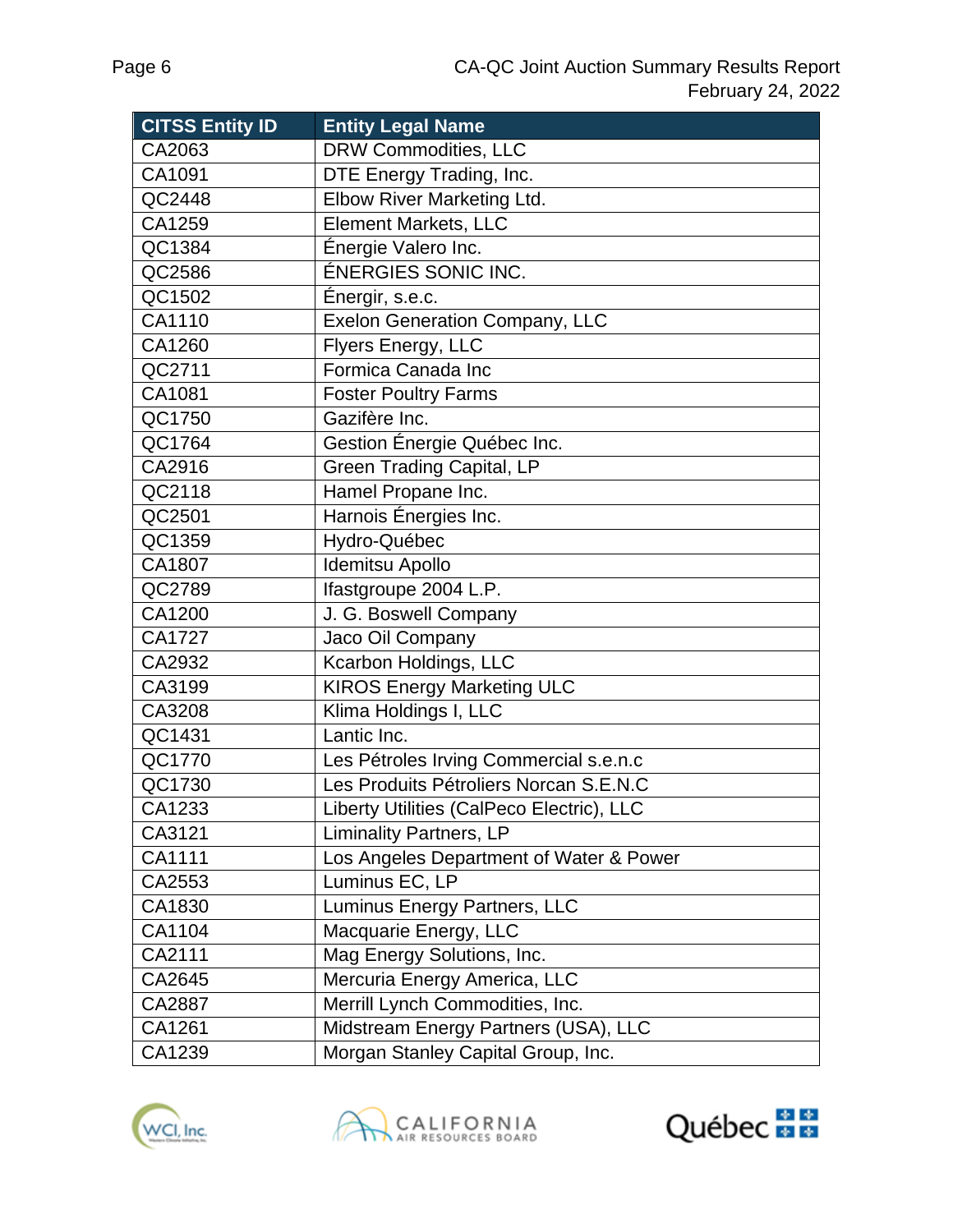| CITSS Entity ID | Entity Legal Name |
|---|---|
| CA2063 | DRW Commodities, LLC |
| CA1091 | DTE Energy Trading, Inc. |
| QC2448 | Elbow River Marketing Ltd. |
| CA1259 | Element Markets, LLC |
| QC1384 | Énergie Valero Inc. |
| QC2586 | ÉNERGIES SONIC INC. |
| QC1502 | Énergir, s.e.c. |
| CA1110 | Exelon Generation Company, LLC |
| CA1260 | Flyers Energy, LLC |
| QC2711 | Formica Canada Inc |
| CA1081 | Foster Poultry Farms |
| QC1750 | Gazifère Inc. |
| QC1764 | Gestion Énergie Québec Inc. |
| CA2916 | Green Trading Capital, LP |
| QC2118 | Hamel Propane Inc. |
| QC2501 | Harnois Énergies Inc. |
| QC1359 | Hydro-Québec |
| CA1807 | Idemitsu Apollo |
| QC2789 | Ifastgroupe 2004 L.P. |
| CA1200 | J. G. Boswell Company |
| CA1727 | Jaco Oil Company |
| CA2932 | Kcarbon Holdings, LLC |
| CA3199 | KIROS Energy Marketing ULC |
| CA3208 | Klima Holdings I, LLC |
| QC1431 | Lantic Inc. |
| QC1770 | Les Pétroles Irving Commercial s.e.n.c |
| QC1730 | Les Produits Pétroliers Norcan S.E.N.C |
| CA1233 | Liberty Utilities (CalPeco Electric), LLC |
| CA3121 | Liminality Partners, LP |
| CA1111 | Los Angeles Department of Water & Power |
| CA2553 | Luminus EC, LP |
| CA1830 | Luminus Energy Partners, LLC |
| CA1104 | Macquarie Energy, LLC |
| CA2111 | Mag Energy Solutions, Inc. |
| CA2645 | Mercuria Energy America, LLC |
| CA2887 | Merrill Lynch Commodities, Inc. |
| CA1261 | Midstream Energy Partners (USA), LLC |
| CA1239 | Morgan Stanley Capital Group, Inc. |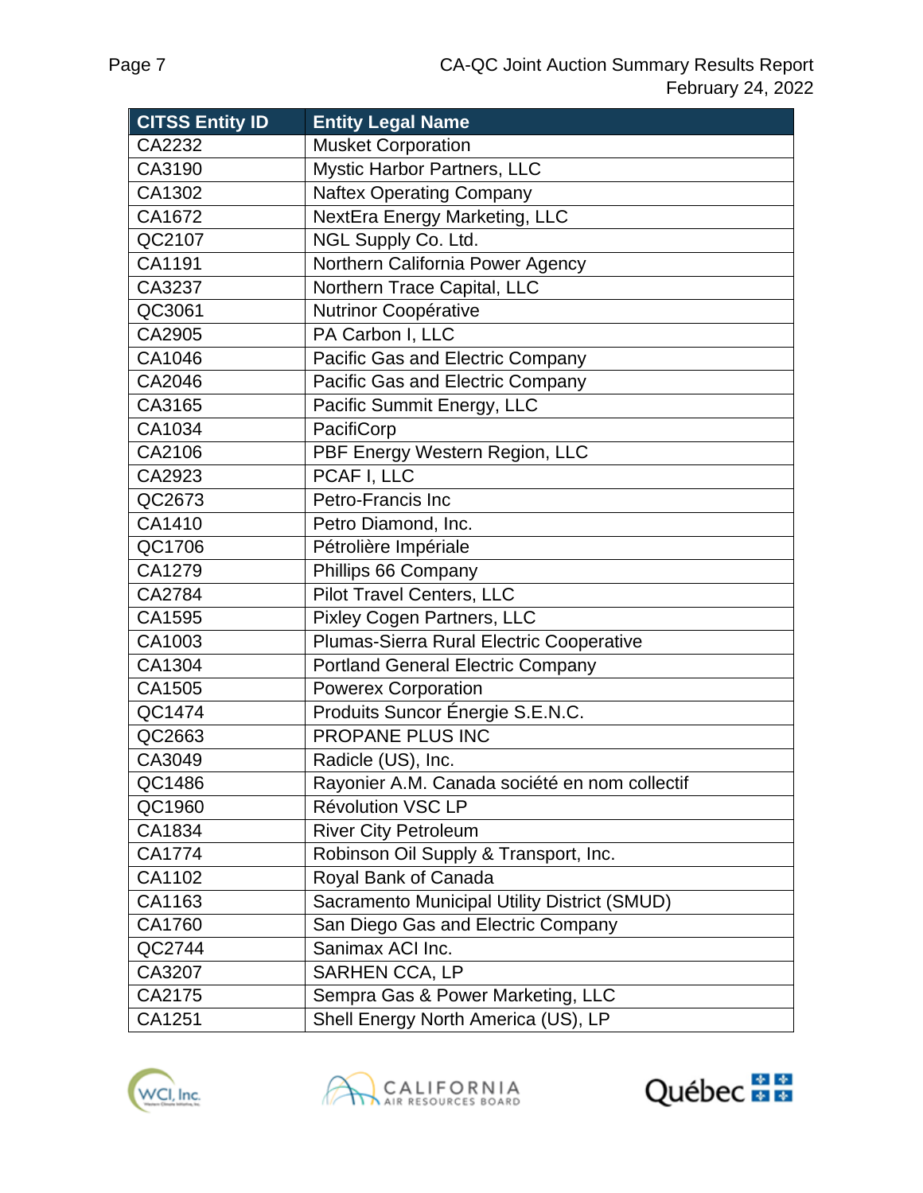| CITSS Entity ID | Entity Legal Name |
| --- | --- |
| CA2232 | Musket Corporation |
| CA3190 | Mystic Harbor Partners, LLC |
| CA1302 | Naftex Operating Company |
| CA1672 | NextEra Energy Marketing, LLC |
| QC2107 | NGL Supply Co. Ltd. |
| CA1191 | Northern California Power Agency |
| CA3237 | Northern Trace Capital, LLC |
| QC3061 | Nutrinor Coopérative |
| CA2905 | PA Carbon I, LLC |
| CA1046 | Pacific Gas and Electric Company |
| CA2046 | Pacific Gas and Electric Company |
| CA3165 | Pacific Summit Energy, LLC |
| CA1034 | PacifiCorp |
| CA2106 | PBF Energy Western Region, LLC |
| CA2923 | PCAF I, LLC |
| QC2673 | Petro-Francis Inc |
| CA1410 | Petro Diamond, Inc. |
| QC1706 | Pétrolière Impériale |
| CA1279 | Phillips 66 Company |
| CA2784 | Pilot Travel Centers, LLC |
| CA1595 | Pixley Cogen Partners, LLC |
| CA1003 | Plumas-Sierra Rural Electric Cooperative |
| CA1304 | Portland General Electric Company |
| CA1505 | Powerex Corporation |
| QC1474 | Produits Suncor Énergie S.E.N.C. |
| QC2663 | PROPANE PLUS INC |
| CA3049 | Radicle (US), Inc. |
| QC1486 | Rayonier A.M. Canada société en nom collectif |
| QC1960 | Révolution VSC LP |
| CA1834 | River City Petroleum |
| CA1774 | Robinson Oil Supply & Transport, Inc. |
| CA1102 | Royal Bank of Canada |
| CA1163 | Sacramento Municipal Utility District (SMUD) |
| CA1760 | San Diego Gas and Electric Company |
| QC2744 | Sanimax ACI Inc. |
| CA3207 | SARHEN CCA, LP |
| CA2175 | Sempra Gas & Power Marketing, LLC |
| CA1251 | Shell Energy North America (US), LP |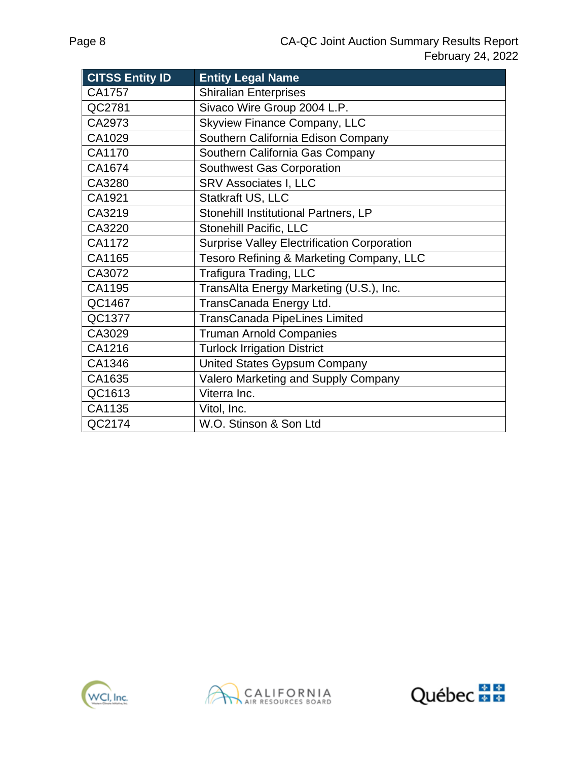| CITSS Entity ID | Entity Legal Name |
|---|---|
| CA1757 | Shiralian Enterprises |
| QC2781 | Sivaco Wire Group 2004 L.P. |
| CA2973 | Skyview Finance Company, LLC |
| CA1029 | Southern California Edison Company |
| CA1170 | Southern California Gas Company |
| CA1674 | Southwest Gas Corporation |
| CA3280 | SRV Associates I, LLC |
| CA1921 | Statkraft US, LLC |
| CA3219 | Stonehill Institutional Partners, LP |
| CA3220 | Stonehill Pacific, LLC |
| CA1172 | Surprise Valley Electrification Corporation |
| CA1165 | Tesoro Refining & Marketing Company, LLC |
| CA3072 | Trafigura Trading, LLC |
| CA1195 | TransAlta Energy Marketing (U.S.), Inc. |
| QC1467 | TransCanada Energy Ltd. |
| QC1377 | TransCanada PipeLines Limited |
| CA3029 | Truman Arnold Companies |
| CA1216 | Turlock Irrigation District |
| CA1346 | United States Gypsum Company |
| CA1635 | Valero Marketing and Supply Company |
| QC1613 | Viterra Inc. |
| CA1135 | Vitol, Inc. |
| QC2174 | W.O. Stinson & Son Ltd |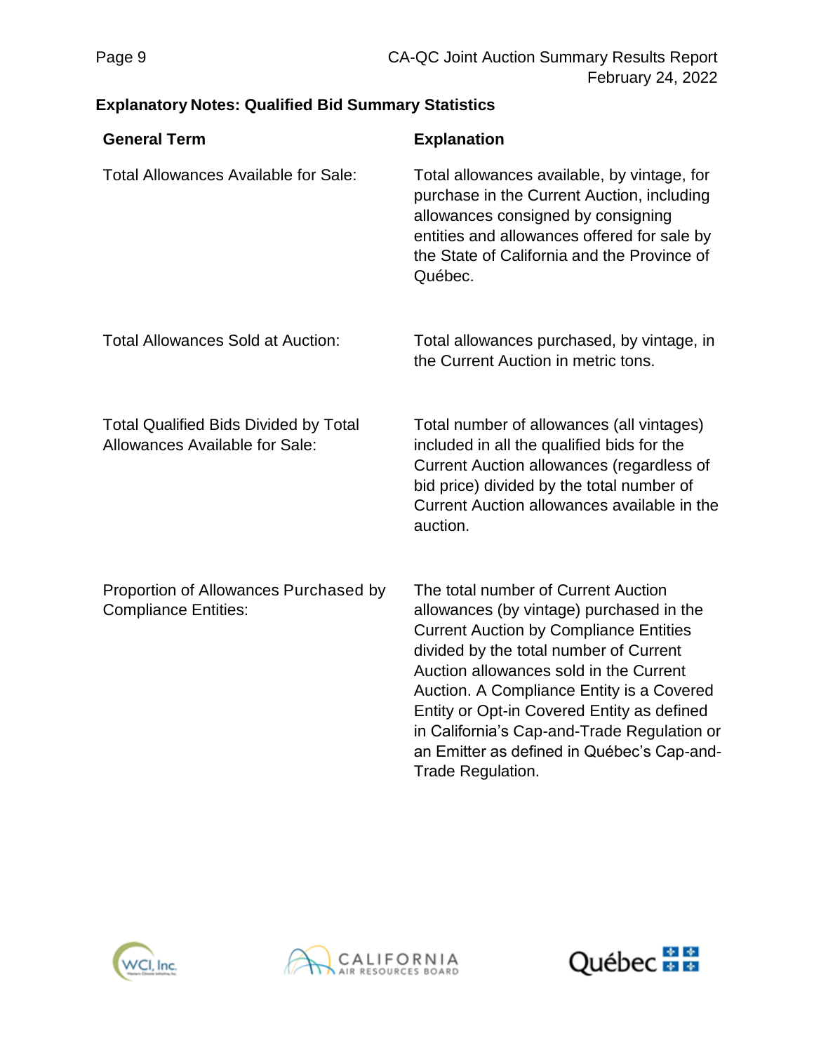## Explanatory Notes: Qualified Bid Summary Statistics

| General Term | Explanation |
| --- | --- |
| Total Allowances Available for Sale: | Total allowances available, by vintage, for purchase in the Current Auction, including allowances consigned by consigning entities and allowances offered for sale by the State of California and the Province of Québec. |
| Total Allowances Sold at Auction: | Total allowances purchased, by vintage, in the Current Auction in metric tons. |
| Total Qualified Bids Divided by Total Allowances Available for Sale: | Total number of allowances (all vintages) included in all the qualified bids for the Current Auction allowances (regardless of bid price) divided by the total number of Current Auction allowances available in the auction. |
| Proportion of Allowances Purchased by Compliance Entities: | The total number of Current Auction allowances (by vintage) purchased in the Current Auction by Compliance Entities divided by the total number of Current Auction allowances sold in the Current Auction. A Compliance Entity is a Covered Entity or Opt-in Covered Entity as defined in California's Cap-and-Trade Regulation or an Emitter as defined in Québec's Cap-and-Trade Regulation. |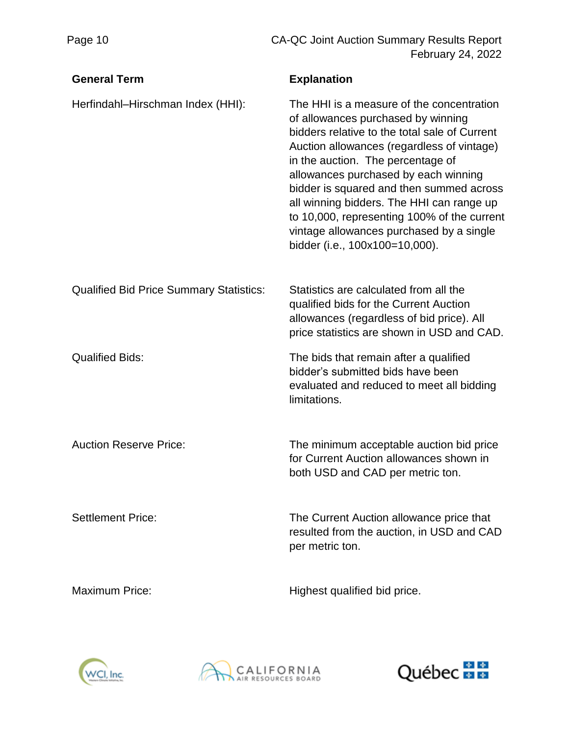| General Term | Explanation |
|---|---|
| Herfindahl–Hirschman Index (HHI): | The HHI is a measure of the concentration of allowances purchased by winning bidders relative to the total sale of Current Auction allowances (regardless of vintage) in the auction. The percentage of allowances purchased by each winning bidder is squared and then summed across all winning bidders. The HHI can range up to 10,000, representing 100% of the current vintage allowances purchased by a single bidder (i.e., 100x100=10,000). |
| Qualified Bid Price Summary Statistics: | Statistics are calculated from all the qualified bids for the Current Auction allowances (regardless of bid price). All price statistics are shown in USD and CAD. |
| Qualified Bids: | The bids that remain after a qualified bidder's submitted bids have been evaluated and reduced to meet all bidding limitations. |
| Auction Reserve Price: | The minimum acceptable auction bid price for Current Auction allowances shown in both USD and CAD per metric ton. |
| Settlement Price: | The Current Auction allowance price that resulted from the auction, in USD and CAD per metric ton. |
| Maximum Price: | Highest qualified bid price. |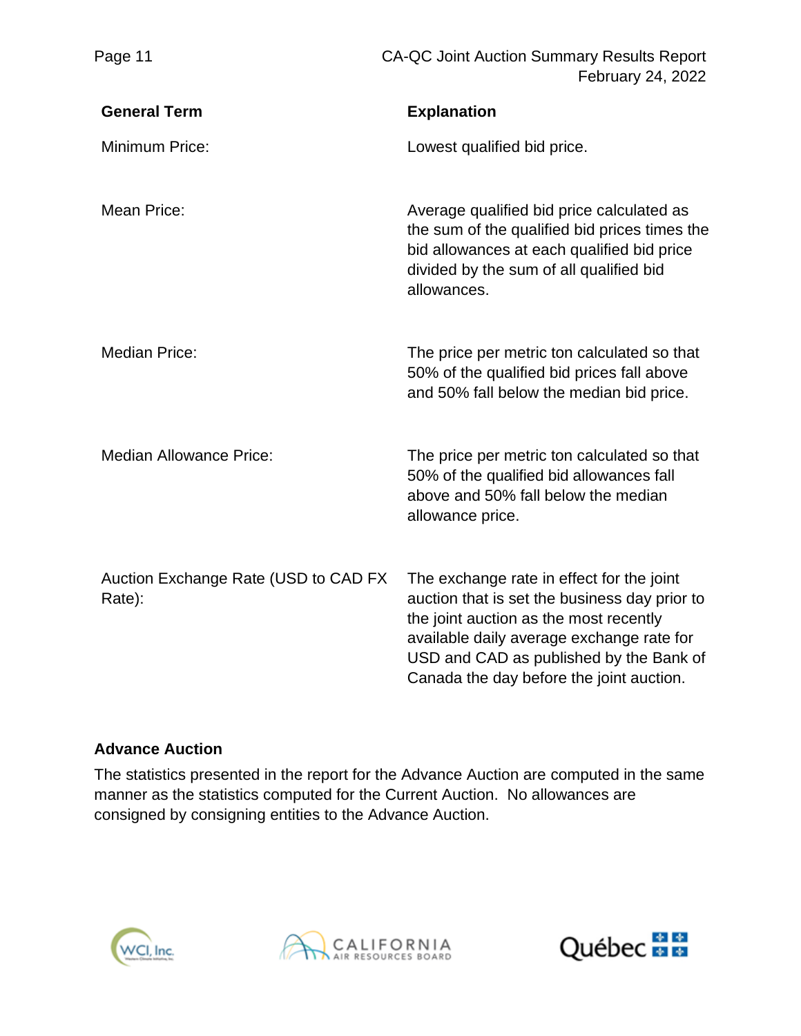| General Term | Explanation |
| --- | --- |
| Minimum Price: | Lowest qualified bid price. |
| Mean Price: | Average qualified bid price calculated as the sum of the qualified bid prices times the bid allowances at each qualified bid price divided by the sum of all qualified bid allowances. |
| Median Price: | The price per metric ton calculated so that 50% of the qualified bid prices fall above and 50% fall below the median bid price. |
| Median Allowance Price: | The price per metric ton calculated so that 50% of the qualified bid allowances fall above and 50% fall below the median allowance price. |
| Auction Exchange Rate (USD to CAD FX Rate): | The exchange rate in effect for the joint auction that is set the business day prior to the joint auction as the most recently available daily average exchange rate for USD and CAD as published by the Bank of Canada the day before the joint auction. |

## Advance Auction

The statistics presented in the report for the Advance Auction are computed in the same manner as the statistics computed for the Current Auction. No allowances are consigned by consigning entities to the Advance Auction.